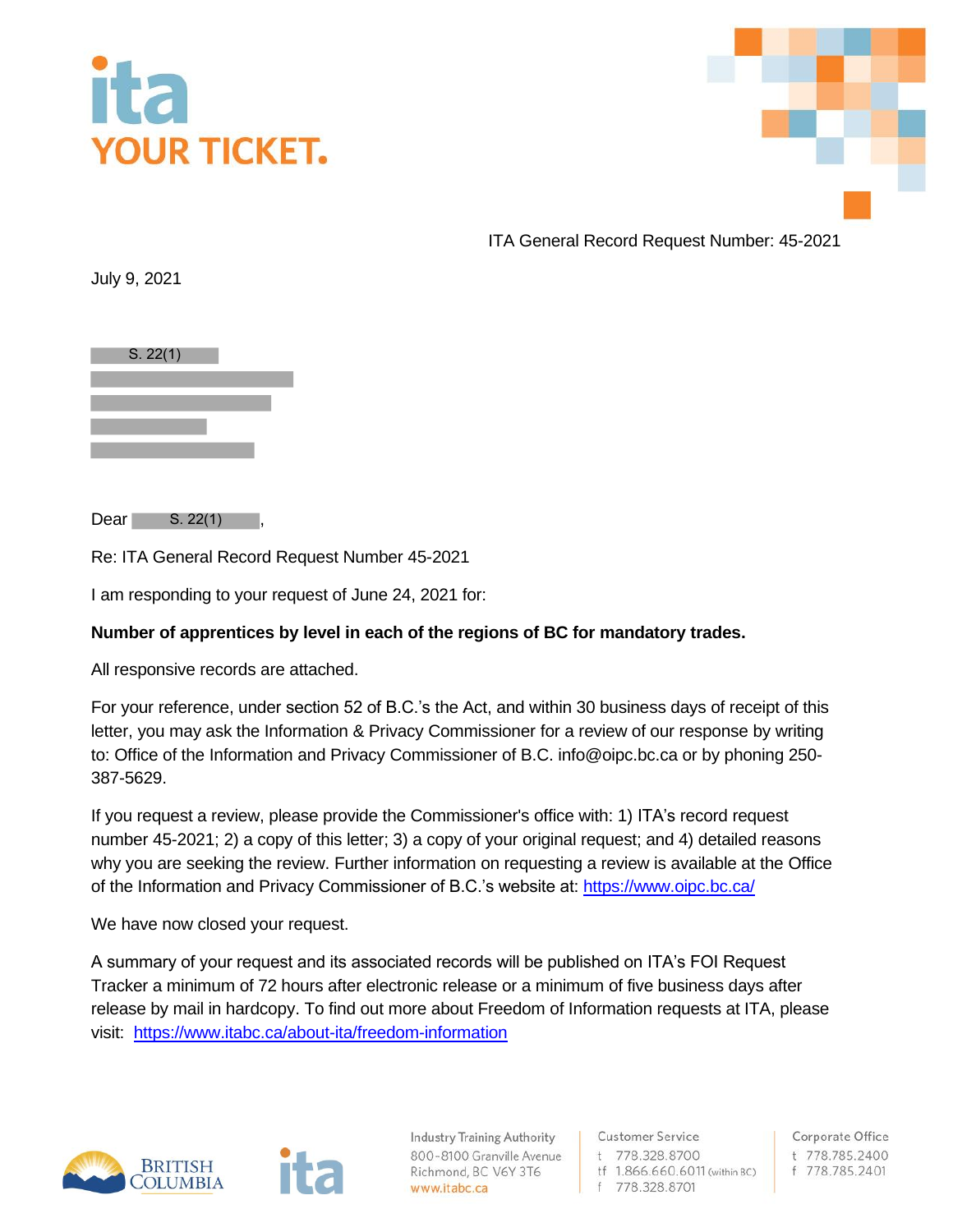ita
YOUR TICKET.

ITA General Record Request Number: 45-2021

July 9, 2021

S. 22(1)

Dear S. 22(1),

Re: ITA General Record Request Number 45-2021

I am responding to your request of June 24, 2021 for:

**Number of apprentices by level in each of the regions of BC for mandatory trades.**

All responsive records are attached.

For your reference, under section 52 of B.C.'s the Act, and within 30 business days of receipt of this letter, you may ask the Information & Privacy Commissioner for a review of our response by writing to: Office of the Information and Privacy Commissioner of B.C. info@oipc.bc.ca or by phoning 250-387-5629.

If you request a review, please provide the Commissioner's office with: 1) ITA's record request number 45-2021; 2) a copy of this letter; 3) a copy of your original request; and 4) detailed reasons why you are seeking the review. Further information on requesting a review is available at the Office of the Information and Privacy Commissioner of B.C.'s website at: https://www.oipc.bc.ca/

We have now closed your request.

A summary of your request and its associated records will be published on ITA's FOI Request Tracker a minimum of 72 hours after electronic release or a minimum of five business days after release by mail in hardcopy. To find out more about Freedom of Information requests at ITA, please visit: https://www.itabc.ca/about-ita/freedom-information

BRITISH COLUMBIA

ita

Industry Training Authority
800-8100 Granville Avenue
Richmond, BC V6Y 3T6
www.itabc.ca

Customer Service
t 778.328.8700
tf 1.866.660.6011 (within BC)
f 778.328.8701

Corporate Office
t 778.785.2400
f 778.785.2401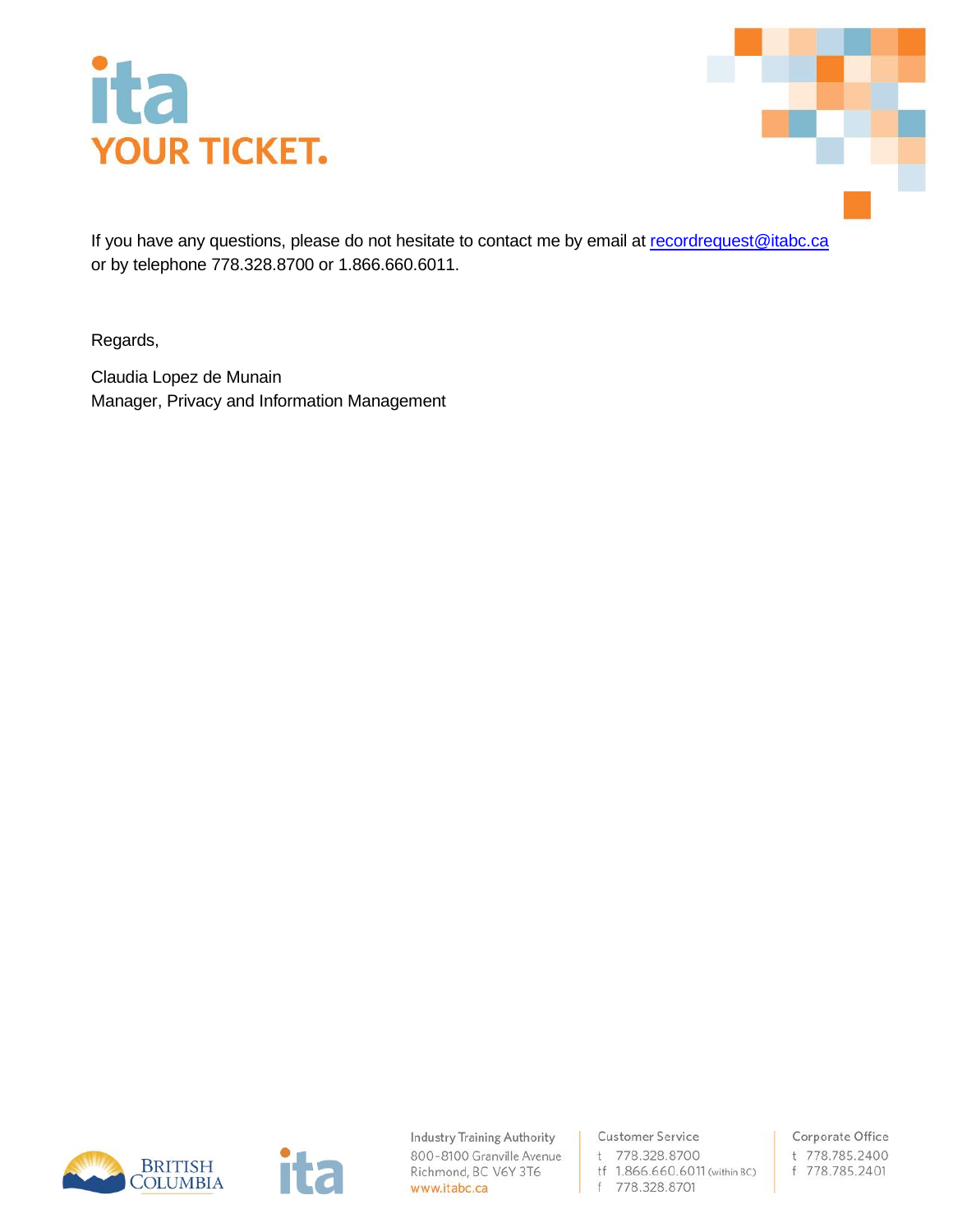If you have any questions, please do not hesitate to contact me by email at recordrequest@itabc.ca or by telephone 778.328.8700 or 1.866.660.6011.

Regards,

Claudia Lopez de Munain
Manager, Privacy and Information Management